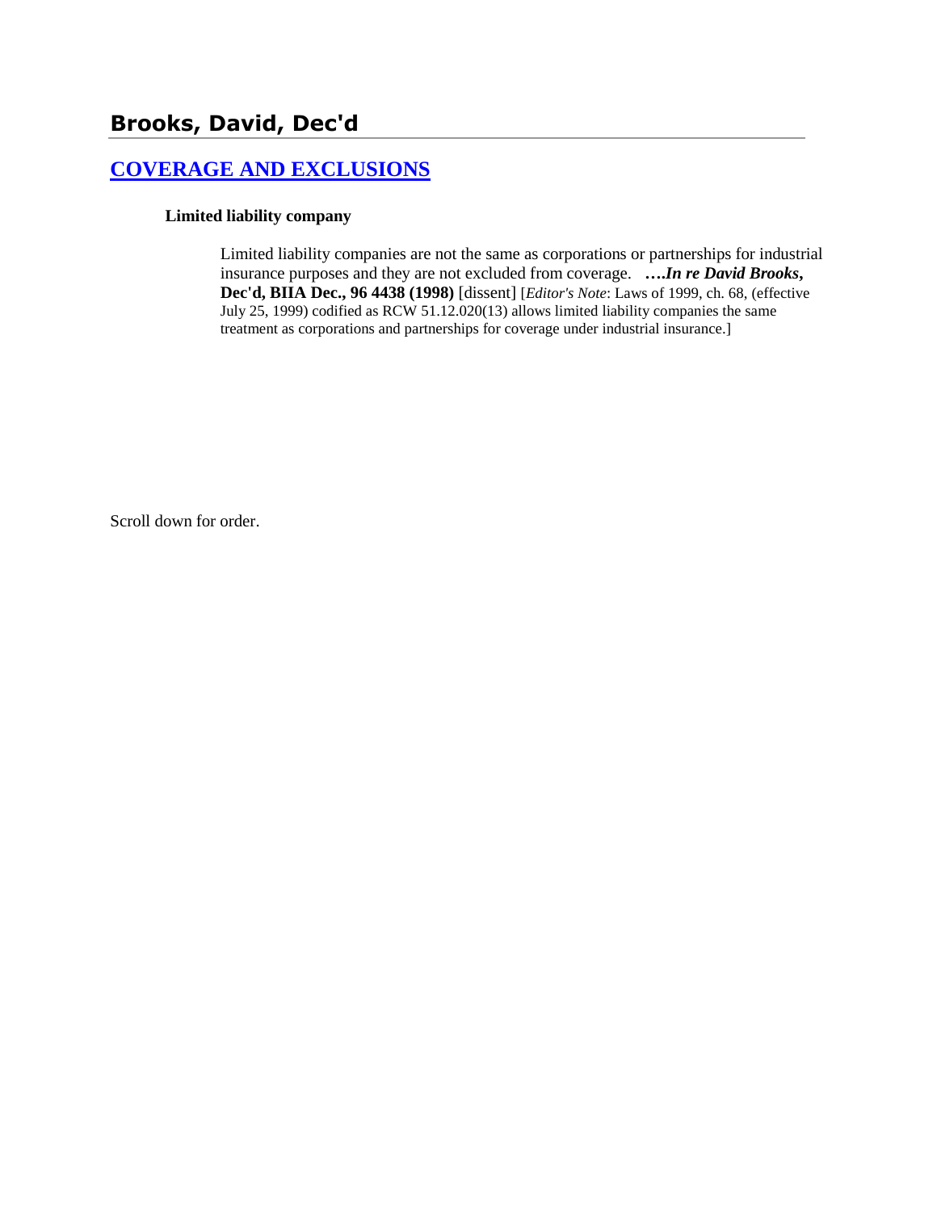# Brooks, David, Dec'd

## [COVERAGE AND EXCLUSIONS]

### Limited liability company

Limited liability companies are not the same as corporations or partnerships for industrial insurance purposes and they are not excluded from coverage. ***….In re David Brooks*, Dec'd, BIIA Dec., 96 4438 (1998)** [dissent] [*Editor's Note*: Laws of 1999, ch. 68, (effective July 25, 1999) codified as RCW 51.12.020(13) allows limited liability companies the same treatment as corporations and partnerships for coverage under industrial insurance.]

Scroll down for order.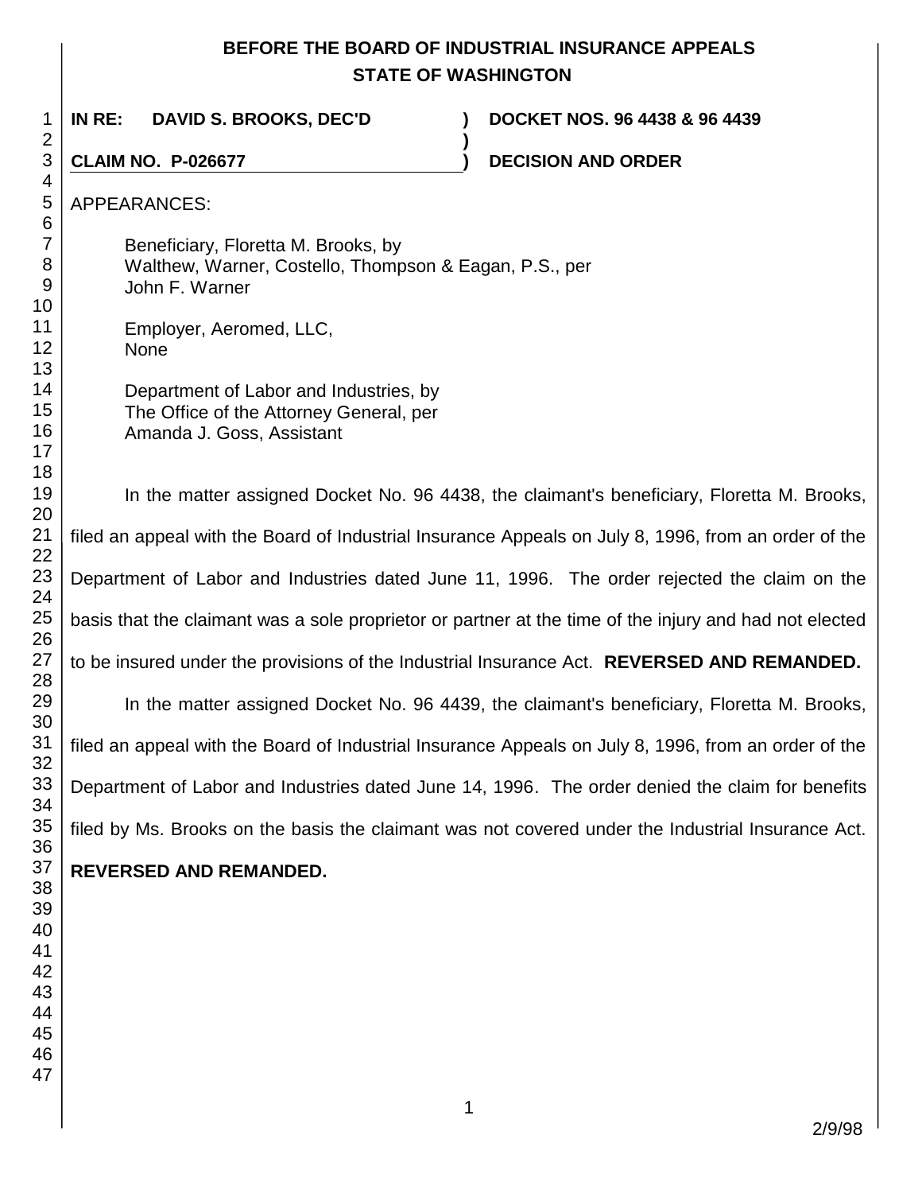# BEFORE THE BOARD OF INDUSTRIAL INSURANCE APPEALS
## STATE OF WASHINGTON

**IN RE: DAVID S. BROOKS, DEC'D** ) **DOCKET NOS. 96 4438 & 96 4439**
)
**CLAIM NO. P-026677** ) **DECISION AND ORDER**

APPEARANCES:

Beneficiary, Floretta M. Brooks, by
Walthew, Warner, Costello, Thompson & Eagan, P.S., per
John F. Warner

Employer, Aeromed, LLC,
None

Department of Labor and Industries, by
The Office of the Attorney General, per
Amanda J. Goss, Assistant

In the matter assigned Docket No. 96 4438, the claimant's beneficiary, Floretta M. Brooks, filed an appeal with the Board of Industrial Insurance Appeals on July 8, 1996, from an order of the Department of Labor and Industries dated June 11, 1996. The order rejected the claim on the basis that the claimant was a sole proprietor or partner at the time of the injury and had not elected to be insured under the provisions of the Industrial Insurance Act. **REVERSED AND REMANDED.**

In the matter assigned Docket No. 96 4439, the claimant's beneficiary, Floretta M. Brooks, filed an appeal with the Board of Industrial Insurance Appeals on July 8, 1996, from an order of the Department of Labor and Industries dated June 14, 1996. The order denied the claim for benefits filed by Ms. Brooks on the basis the claimant was not covered under the Industrial Insurance Act. **REVERSED AND REMANDED.**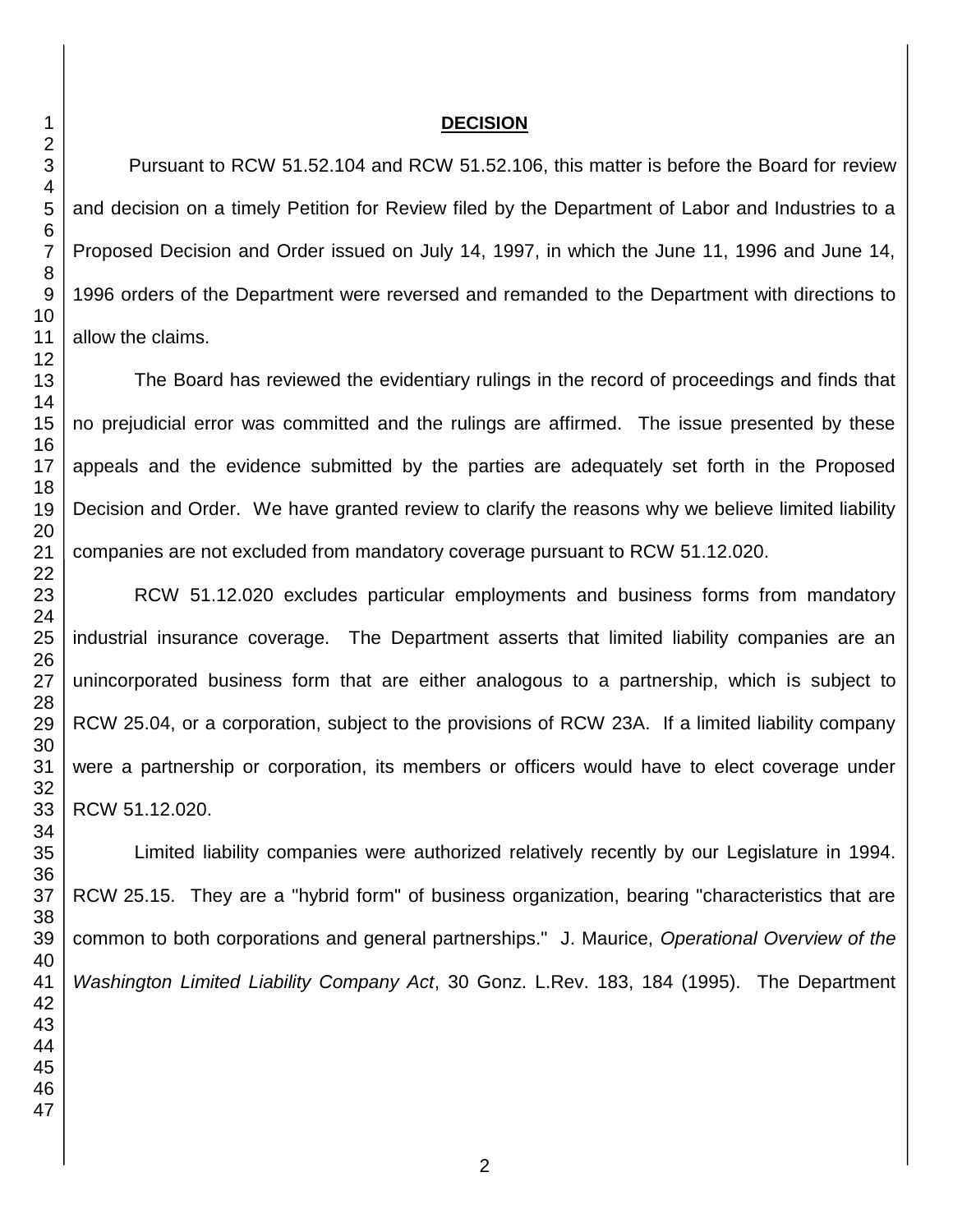## DECISION

Pursuant to RCW 51.52.104 and RCW 51.52.106, this matter is before the Board for review and decision on a timely Petition for Review filed by the Department of Labor and Industries to a Proposed Decision and Order issued on July 14, 1997, in which the June 11, 1996 and June 14, 1996 orders of the Department were reversed and remanded to the Department with directions to allow the claims.

The Board has reviewed the evidentiary rulings in the record of proceedings and finds that no prejudicial error was committed and the rulings are affirmed. The issue presented by these appeals and the evidence submitted by the parties are adequately set forth in the Proposed Decision and Order. We have granted review to clarify the reasons why we believe limited liability companies are not excluded from mandatory coverage pursuant to RCW 51.12.020.

RCW 51.12.020 excludes particular employments and business forms from mandatory industrial insurance coverage. The Department asserts that limited liability companies are an unincorporated business form that are either analogous to a partnership, which is subject to RCW 25.04, or a corporation, subject to the provisions of RCW 23A. If a limited liability company were a partnership or corporation, its members or officers would have to elect coverage under RCW 51.12.020.

Limited liability companies were authorized relatively recently by our Legislature in 1994. RCW 25.15. They are a "hybrid form" of business organization, bearing "characteristics that are common to both corporations and general partnerships." J. Maurice, *Operational Overview of the Washington Limited Liability Company Act*, 30 Gonz. L.Rev. 183, 184 (1995). The Department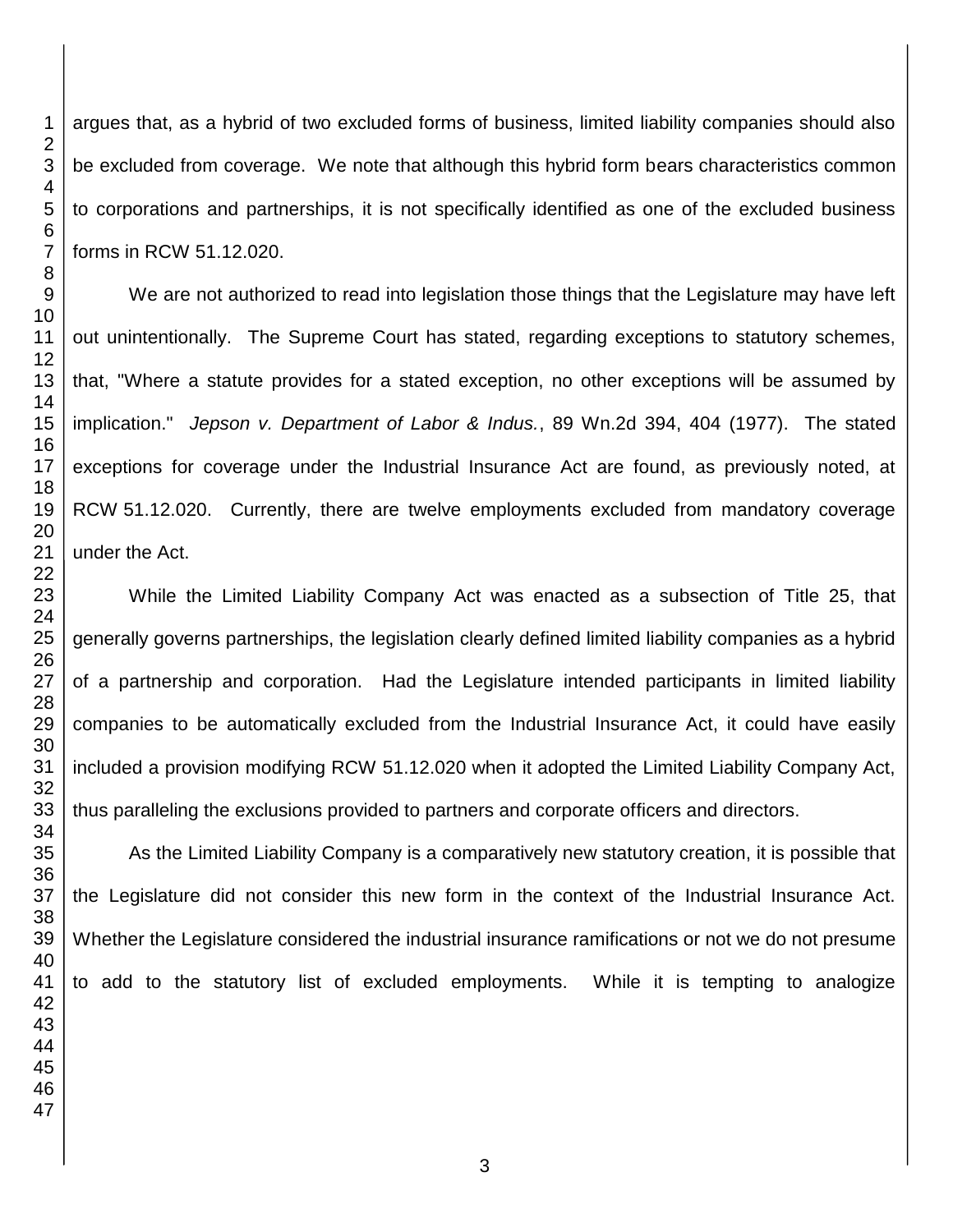argues that, as a hybrid of two excluded forms of business, limited liability companies should also be excluded from coverage. We note that although this hybrid form bears characteristics common to corporations and partnerships, it is not specifically identified as one of the excluded business forms in RCW 51.12.020.

We are not authorized to read into legislation those things that the Legislature may have left out unintentionally. The Supreme Court has stated, regarding exceptions to statutory schemes, that, "Where a statute provides for a stated exception, no other exceptions will be assumed by implication." *Jepson v. Department of Labor & Indus.*, 89 Wn.2d 394, 404 (1977). The stated exceptions for coverage under the Industrial Insurance Act are found, as previously noted, at RCW 51.12.020. Currently, there are twelve employments excluded from mandatory coverage under the Act.

While the Limited Liability Company Act was enacted as a subsection of Title 25, that generally governs partnerships, the legislation clearly defined limited liability companies as a hybrid of a partnership and corporation. Had the Legislature intended participants in limited liability companies to be automatically excluded from the Industrial Insurance Act, it could have easily included a provision modifying RCW 51.12.020 when it adopted the Limited Liability Company Act, thus paralleling the exclusions provided to partners and corporate officers and directors.

As the Limited Liability Company is a comparatively new statutory creation, it is possible that the Legislature did not consider this new form in the context of the Industrial Insurance Act. Whether the Legislature considered the industrial insurance ramifications or not we do not presume to add to the statutory list of excluded employments. While it is tempting to analogize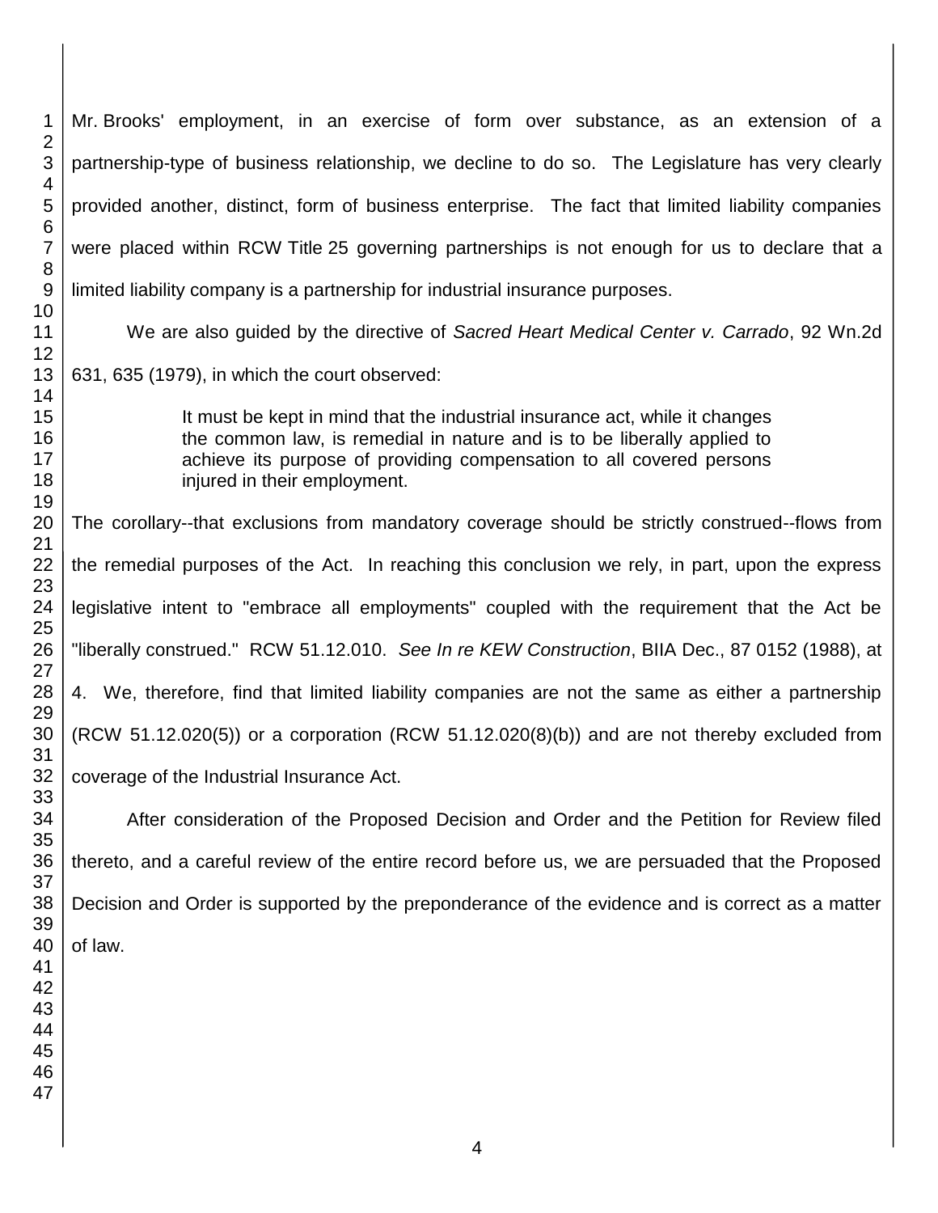Mr. Brooks' employment, in an exercise of form over substance, as an extension of a partnership-type of business relationship, we decline to do so. The Legislature has very clearly provided another, distinct, form of business enterprise. The fact that limited liability companies were placed within RCW Title 25 governing partnerships is not enough for us to declare that a limited liability company is a partnership for industrial insurance purposes.

We are also guided by the directive of *Sacred Heart Medical Center v. Carrado*, 92 Wn.2d 631, 635 (1979), in which the court observed:

> It must be kept in mind that the industrial insurance act, while it changes the common law, is remedial in nature and is to be liberally applied to achieve its purpose of providing compensation to all covered persons injured in their employment.

The corollary--that exclusions from mandatory coverage should be strictly construed--flows from the remedial purposes of the Act. In reaching this conclusion we rely, in part, upon the express legislative intent to "embrace all employments" coupled with the requirement that the Act be "liberally construed." RCW 51.12.010. *See In re KEW Construction*, BIIA Dec., 87 0152 (1988), at 4. We, therefore, find that limited liability companies are not the same as either a partnership (RCW 51.12.020(5)) or a corporation (RCW 51.12.020(8)(b)) and are not thereby excluded from coverage of the Industrial Insurance Act.

After consideration of the Proposed Decision and Order and the Petition for Review filed thereto, and a careful review of the entire record before us, we are persuaded that the Proposed Decision and Order is supported by the preponderance of the evidence and is correct as a matter of law.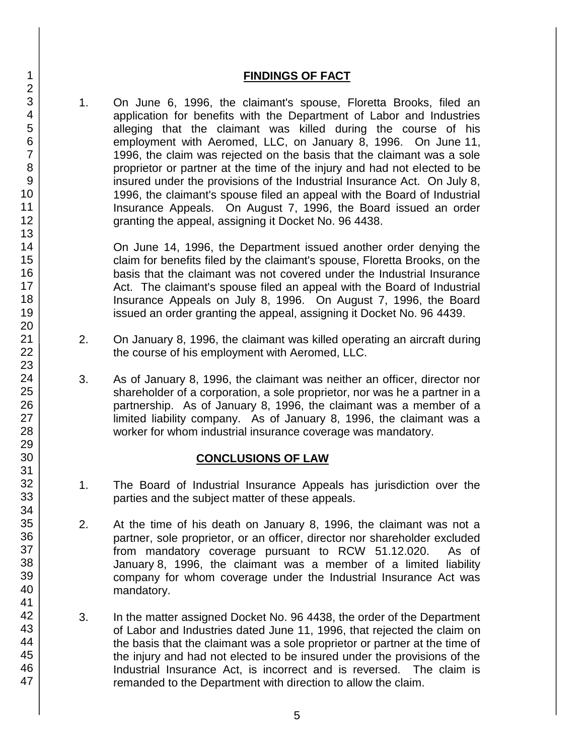## FINDINGS OF FACT

1. On June 6, 1996, the claimant's spouse, Floretta Brooks, filed an application for benefits with the Department of Labor and Industries alleging that the claimant was killed during the course of his employment with Aeromed, LLC, on January 8, 1996. On June 11, 1996, the claim was rejected on the basis that the claimant was a sole proprietor or partner at the time of the injury and had not elected to be insured under the provisions of the Industrial Insurance Act. On July 8, 1996, the claimant's spouse filed an appeal with the Board of Industrial Insurance Appeals. On August 7, 1996, the Board issued an order granting the appeal, assigning it Docket No. 96 4438.

   On June 14, 1996, the Department issued another order denying the claim for benefits filed by the claimant's spouse, Floretta Brooks, on the basis that the claimant was not covered under the Industrial Insurance Act. The claimant's spouse filed an appeal with the Board of Industrial Insurance Appeals on July 8, 1996. On August 7, 1996, the Board issued an order granting the appeal, assigning it Docket No. 96 4439.

2. On January 8, 1996, the claimant was killed operating an aircraft during the course of his employment with Aeromed, LLC.

3. As of January 8, 1996, the claimant was neither an officer, director nor shareholder of a corporation, a sole proprietor, nor was he a partner in a partnership. As of January 8, 1996, the claimant was a member of a limited liability company. As of January 8, 1996, the claimant was a worker for whom industrial insurance coverage was mandatory.

## CONCLUSIONS OF LAW

1. The Board of Industrial Insurance Appeals has jurisdiction over the parties and the subject matter of these appeals.

2. At the time of his death on January 8, 1996, the claimant was not a partner, sole proprietor, or an officer, director nor shareholder excluded from mandatory coverage pursuant to RCW 51.12.020. As of January 8, 1996, the claimant was a member of a limited liability company for whom coverage under the Industrial Insurance Act was mandatory.

3. In the matter assigned Docket No. 96 4438, the order of the Department of Labor and Industries dated June 11, 1996, that rejected the claim on the basis that the claimant was a sole proprietor or partner at the time of the injury and had not elected to be insured under the provisions of the Industrial Insurance Act, is incorrect and is reversed. The claim is remanded to the Department with direction to allow the claim.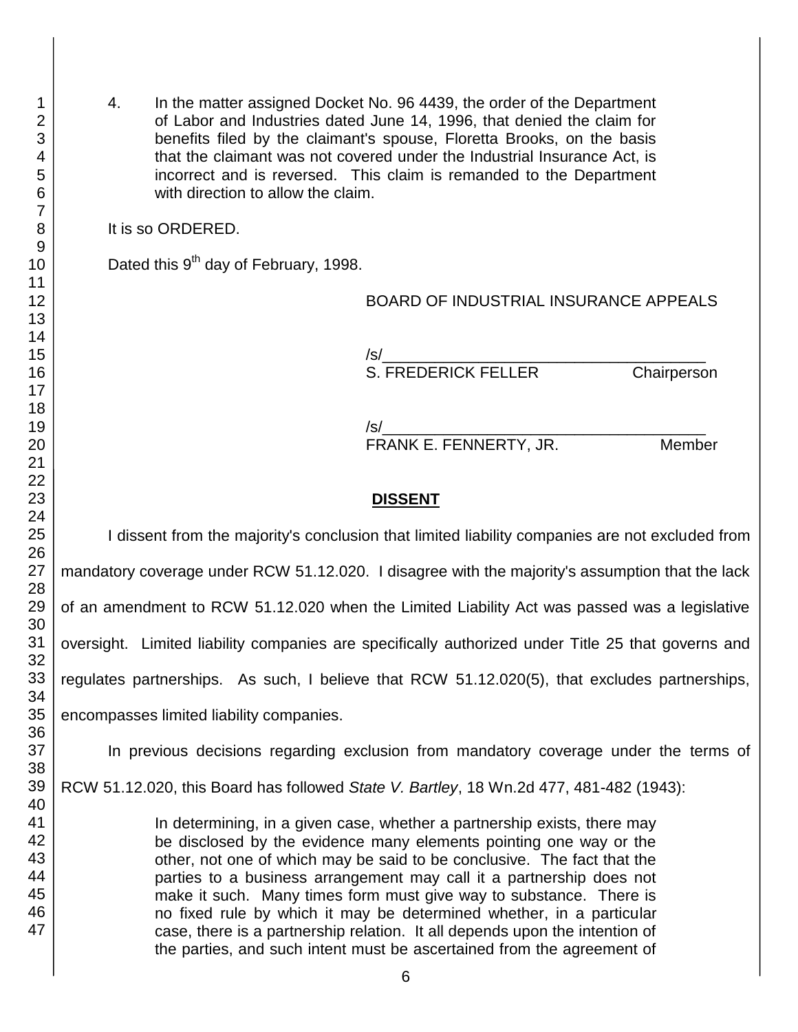4. In the matter assigned Docket No. 96 4439, the order of the Department of Labor and Industries dated June 14, 1996, that denied the claim for benefits filed by the claimant's spouse, Floretta Brooks, on the basis that the claimant was not covered under the Industrial Insurance Act, is incorrect and is reversed. This claim is remanded to the Department with direction to allow the claim.

It is so ORDERED.

Dated this 9th day of February, 1998.

BOARD OF INDUSTRIAL INSURANCE APPEALS

/s/______________________________________
S. FREDERICK FELLER Chairperson

/s/______________________________________
FRANK E. FENNERTY, JR. Member

## DISSENT

I dissent from the majority's conclusion that limited liability companies are not excluded from mandatory coverage under RCW 51.12.020. I disagree with the majority's assumption that the lack of an amendment to RCW 51.12.020 when the Limited Liability Act was passed was a legislative oversight. Limited liability companies are specifically authorized under Title 25 that governs and regulates partnerships. As such, I believe that RCW 51.12.020(5), that excludes partnerships, encompasses limited liability companies.

In previous decisions regarding exclusion from mandatory coverage under the terms of RCW 51.12.020, this Board has followed *State V. Bartley*, 18 Wn.2d 477, 481-482 (1943):

> In determining, in a given case, whether a partnership exists, there may be disclosed by the evidence many elements pointing one way or the other, not one of which may be said to be conclusive. The fact that the parties to a business arrangement may call it a partnership does not make it such. Many times form must give way to substance. There is no fixed rule by which it may be determined whether, in a particular case, there is a partnership relation. It all depends upon the intention of the parties, and such intent must be ascertained from the agreement of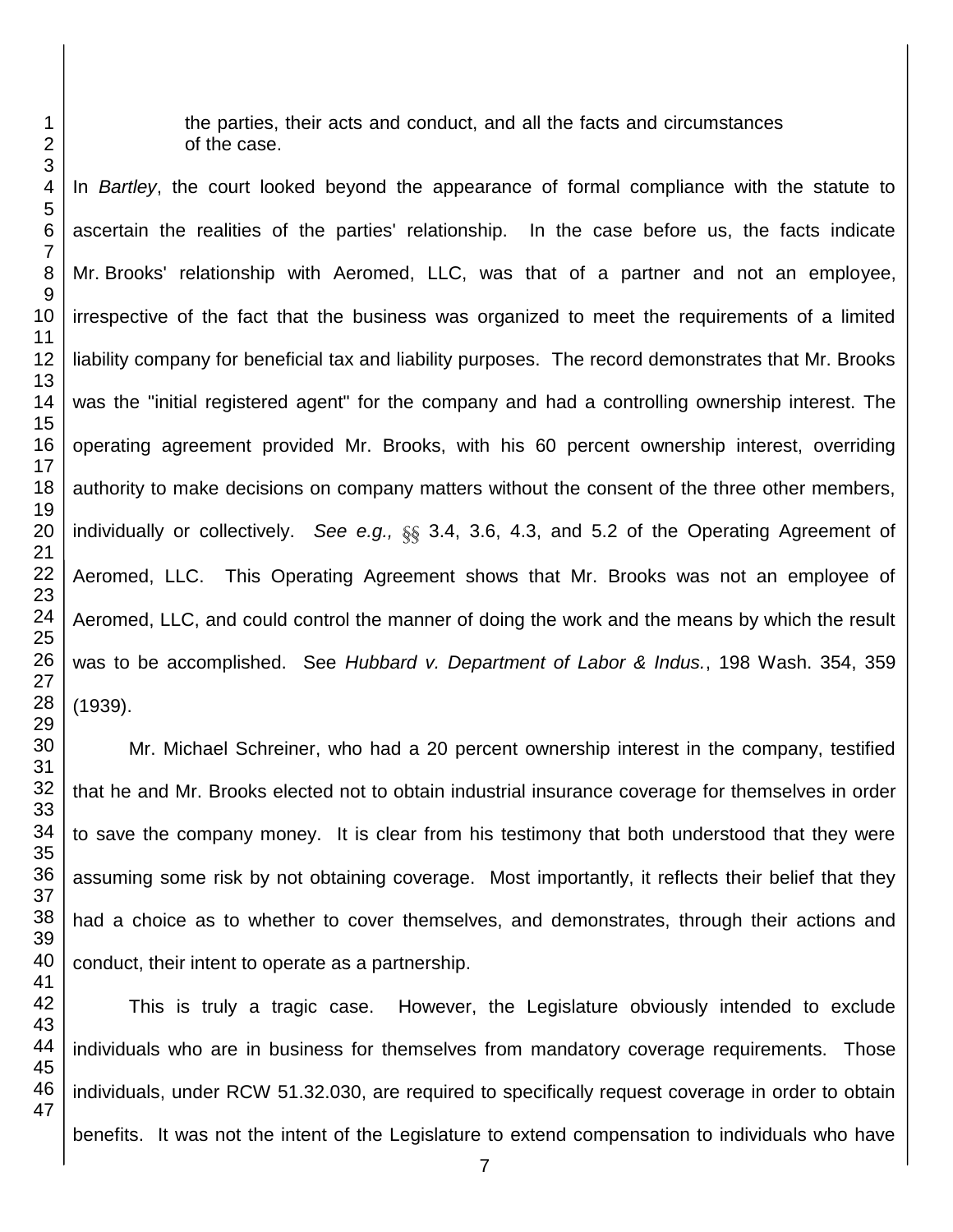the parties, their acts and conduct, and all the facts and circumstances of the case.

In *Bartley*, the court looked beyond the appearance of formal compliance with the statute to ascertain the realities of the parties' relationship. In the case before us, the facts indicate Mr. Brooks' relationship with Aeromed, LLC, was that of a partner and not an employee, irrespective of the fact that the business was organized to meet the requirements of a limited liability company for beneficial tax and liability purposes. The record demonstrates that Mr. Brooks was the "initial registered agent" for the company and had a controlling ownership interest. The operating agreement provided Mr. Brooks, with his 60 percent ownership interest, overriding authority to make decisions on company matters without the consent of the three other members, individually or collectively. *See e.g.,* §§ 3.4, 3.6, 4.3, and 5.2 of the Operating Agreement of Aeromed, LLC. This Operating Agreement shows that Mr. Brooks was not an employee of Aeromed, LLC, and could control the manner of doing the work and the means by which the result was to be accomplished. See *Hubbard v. Department of Labor & Indus.*, 198 Wash. 354, 359 (1939).

Mr. Michael Schreiner, who had a 20 percent ownership interest in the company, testified that he and Mr. Brooks elected not to obtain industrial insurance coverage for themselves in order to save the company money. It is clear from his testimony that both understood that they were assuming some risk by not obtaining coverage. Most importantly, it reflects their belief that they had a choice as to whether to cover themselves, and demonstrates, through their actions and conduct, their intent to operate as a partnership.

This is truly a tragic case. However, the Legislature obviously intended to exclude individuals who are in business for themselves from mandatory coverage requirements. Those individuals, under RCW 51.32.030, are required to specifically request coverage in order to obtain benefits. It was not the intent of the Legislature to extend compensation to individuals who have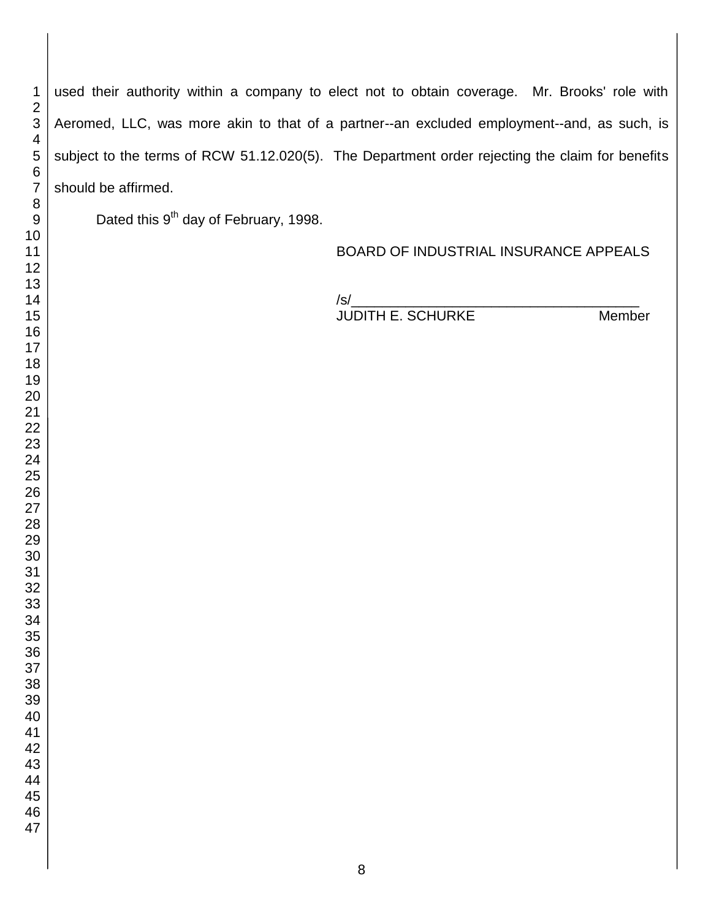used their authority within a company to elect not to obtain coverage. Mr. Brooks' role with Aeromed, LLC, was more akin to that of a partner--an excluded employment--and, as such, is subject to the terms of RCW 51.12.020(5). The Department order rejecting the claim for benefits should be affirmed.

Dated this 9th day of February, 1998.

BOARD OF INDUSTRIAL INSURANCE APPEALS

/s/______________________________________
JUDITH E. SCHURKE Member